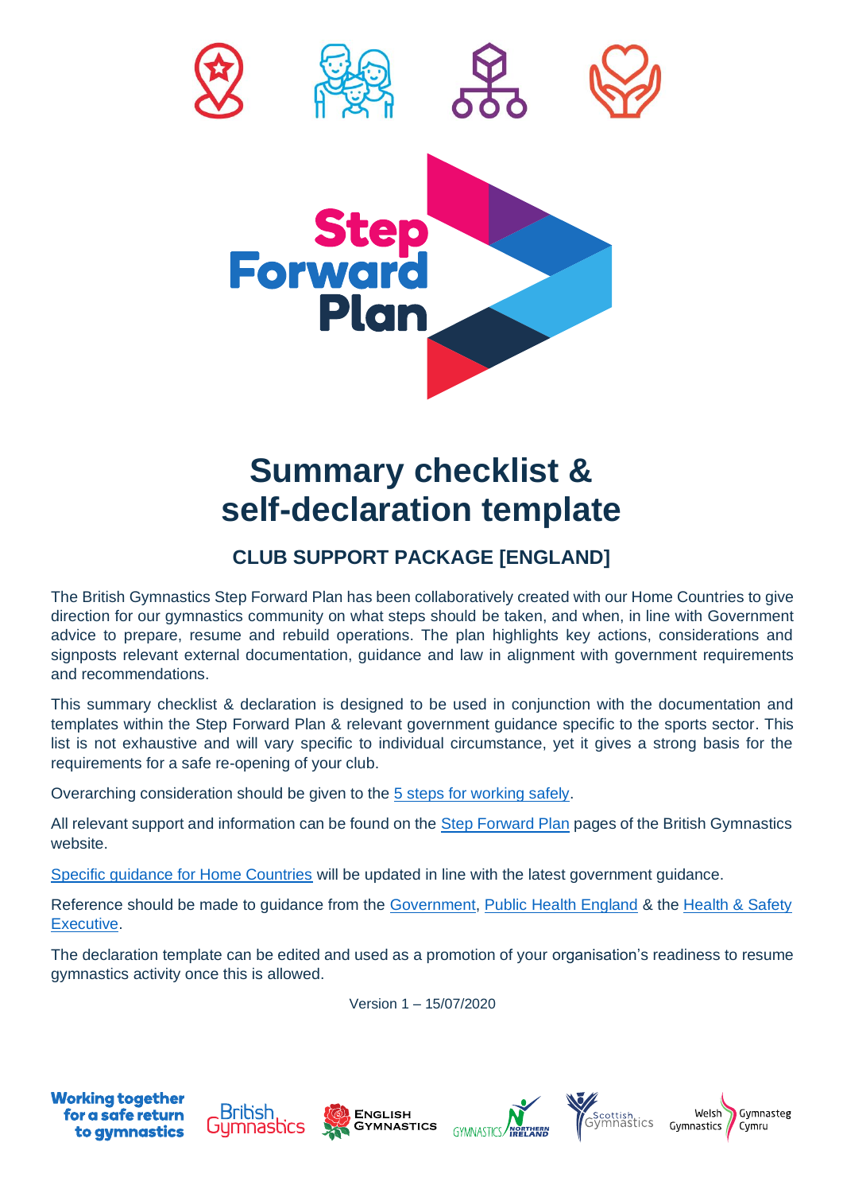# Step Forward Plan

# Summary checklist & self-declaration template

## CLUB SUPPORT PACKAGE [ENGLAND]

The British Gymnastics Step Forward Plan has been collaboratively created with our Home Countries to give direction for our gymnastics community on what steps should be taken, and when, in line with Government advice to prepare, resume and rebuild operations. The plan highlights key actions, considerations and signposts relevant external documentation, guidance and law in alignment with government requirements and recommendations.

This summary checklist & declaration is designed to be used in conjunction with the documentation and templates within the Step Forward Plan & relevant government guidance specific to the sports sector. This list is not exhaustive and will vary specific to individual circumstance, yet it gives a strong basis for the requirements for a safe re-opening of your club.

Overarching consideration should be given to the 5 steps for working safely.

All relevant support and information can be found on the Step Forward Plan pages of the British Gymnastics website.

Specific guidance for Home Countries will be updated in line with the latest government guidance.

Reference should be made to guidance from the Government, Public Health England & the Health & Safety Executive.

The declaration template can be edited and used as a promotion of your organisation's readiness to resume gymnastics activity once this is allowed.

Version 1 – 15/07/2020

Working together for a safe return to gymnastics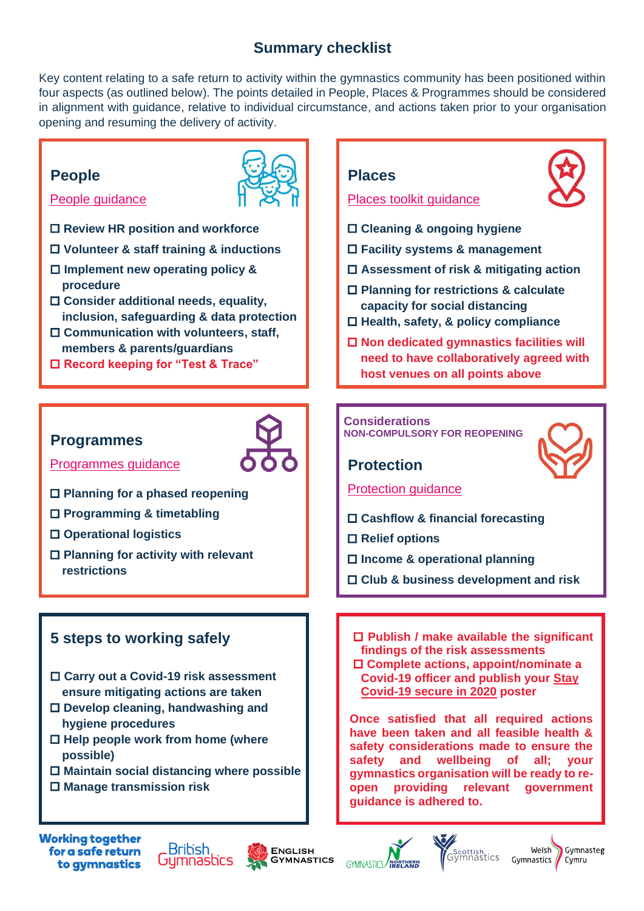# Summary checklist

Key content relating to a safe return to activity within the gymnastics community has been positioned within four aspects (as outlined below). The points detailed in People, Places & Programmes should be considered in alignment with guidance, relative to individual circumstance, and actions taken prior to your organisation opening and resuming the delivery of activity.

## People

People guidance

- ☐ **Review HR position and workforce**
- ☐ **Volunteer & staff training & inductions**
- ☐ **Implement new operating policy & procedure**
- ☐ **Consider additional needs, equality, inclusion, safeguarding & data protection**
- ☐ **Communication with volunteers, staff, members & parents/guardians**
- ☐ **Record keeping for "Test & Trace"**

## Places

Places toolkit guidance

- ☐ **Cleaning & ongoing hygiene**
- ☐ **Facility systems & management**
- ☐ **Assessment of risk & mitigating action**
- ☐ **Planning for restrictions & calculate capacity for social distancing**
- ☐ **Health, safety, & policy compliance**
- ☐ **Non dedicated gymnastics facilities will need to have collaboratively agreed with host venues on all points above**

## Programmes

Programmes guidance

- ☐ **Planning for a phased reopening**
- ☐ **Programming & timetabling**
- ☐ **Operational logistics**
- ☐ **Planning for activity with relevant restrictions**

**Considerations**
**NON-COMPULSORY FOR REOPENING**

## Protection

Protection guidance

- ☐ **Cashflow & financial forecasting**
- ☐ **Relief options**
- ☐ **Income & operational planning**
- ☐ **Club & business development and risk**

## 5 steps to working safely

- ☐ **Carry out a Covid-19 risk assessment ensure mitigating actions are taken**
- ☐ **Develop cleaning, handwashing and hygiene procedures**
- ☐ **Help people work from home (where possible)**
- ☐ **Maintain social distancing where possible**
- ☐ **Manage transmission risk**

- ☐ **Publish / make available the significant findings of the risk assessments**
- ☐ **Complete actions, appoint/nominate a Covid-19 officer and publish your Stay Covid-19 secure in 2020 poster**

**Once satisfied that all required actions have been taken and all feasible health & safety considerations made to ensure the safety and wellbeing of all; your gymnastics organisation will be ready to re-open providing relevant government guidance is adhered to.**

**Working together for a safe return to gymnastics**

British Gymnastics | English Gymnastics | Gymnastics Northern Ireland | Scottish Gymnastics | Welsh Gymnastics Gymnasteg Cymru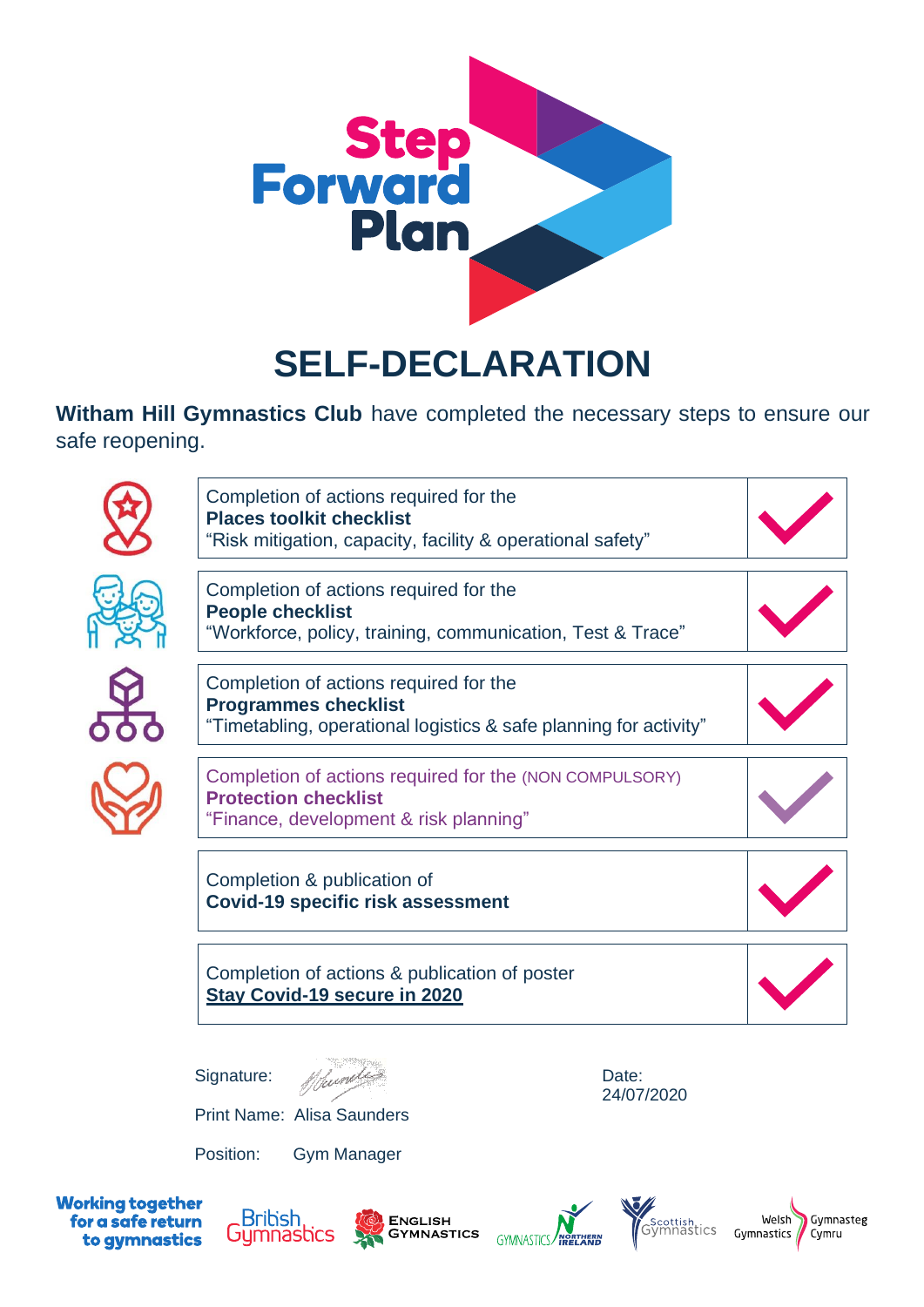# Step Forward Plan

# SELF-DECLARATION

**Witham Hill Gymnastics Club** have completed the necessary steps to ensure our safe reopening.

| | | |
|---|---|---|
| Completion of actions required for the **Places toolkit checklist** "Risk mitigation, capacity, facility & operational safety" | ✓ |
| Completion of actions required for the **People checklist** "Workforce, policy, training, communication, Test & Trace" | ✓ |
| Completion of actions required for the **Programmes checklist** "Timetabling, operational logistics & safe planning for activity" | ✓ |
| Completion of actions required for the (NON COMPULSORY) **Protection checklist** "Finance, development & risk planning" | ✓ |
| Completion & publication of **Covid-19 specific risk assessment** | ✓ |
| Completion of actions & publication of poster **Stay Covid-19 secure in 2020** | ✓ |

Signature:

Date: 24/07/2020

Print Name: Alisa Saunders

Position: Gym Manager

**Working together for a safe return to gymnastics**

British Gymnastics | English Gymnastics | Gymnastics Northern Ireland | Scottish Gymnastics | Welsh Gymnastics Gymnasteg Cymru